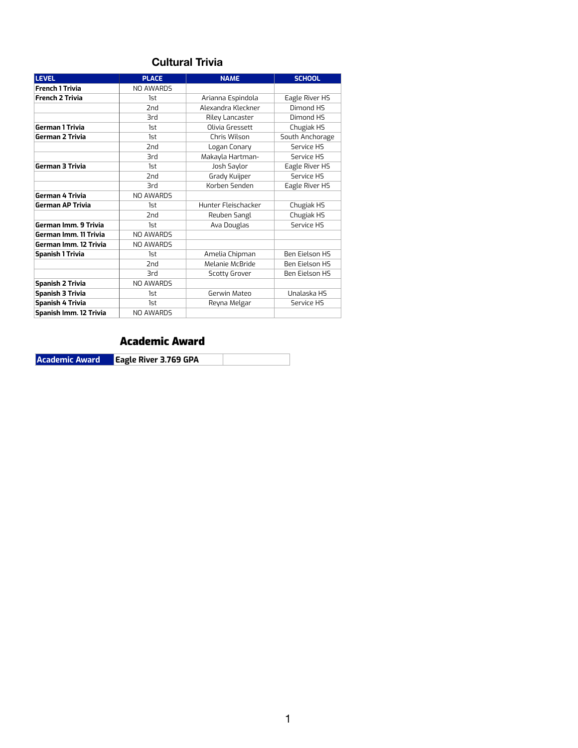## Cultural Trivia

| LEVEL | PLACE | NAME | SCHOOL |
|---|---|---|---|
| **French 1 Trivia** | NO AWARDS | | |
| **French 2 Trivia** | 1st | Arianna Espindola | Eagle River HS |
| | 2nd | Alexandra Kleckner | Dimond HS |
| | 3rd | Riley Lancaster | Dimond HS |
| **German 1 Trivia** | 1st | Olivia Gressett | Chugiak HS |
| **German 2 Trivia** | 1st | Chris Wilson | South Anchorage |
| | 2nd | Logan Conary | Service HS |
| | 3rd | Makayla Hartman- | Service HS |
| **German 3 Trivia** | 1st | Josh Saylor | Eagle River HS |
| | 2nd | Grady Kuijper | Service HS |
| | 3rd | Korben Senden | Eagle River HS |
| **German 4 Trivia** | NO AWARDS | | |
| **German AP Trivia** | 1st | Hunter Fleischacker | Chugiak HS |
| | 2nd | Reuben Sangl | Chugiak HS |
| **German Imm. 9 Trivia** | 1st | Ava Douglas | Service HS |
| **German Imm. 11 Trivia** | NO AWARDS | | |
| **German Imm. 12 Trivia** | NO AWARDS | | |
| **Spanish 1 Trivia** | 1st | Amelia Chipman | Ben Eielson HS |
| | 2nd | Melanie McBride | Ben Eielson HS |
| | 3rd | Scotty Grover | Ben Eielson HS |
| **Spanish 2 Trivia** | NO AWARDS | | |
| **Spanish 3 Trivia** | 1st | Gerwin Mateo | Unalaska HS |
| **Spanish 4 Trivia** | 1st | Reyna Melgar | Service HS |
| **Spanish Imm. 12 Trivia** | NO AWARDS | | |

## Academic Award

| Academic Award | Eagle River 3.769 GPA | |
|---|---|---|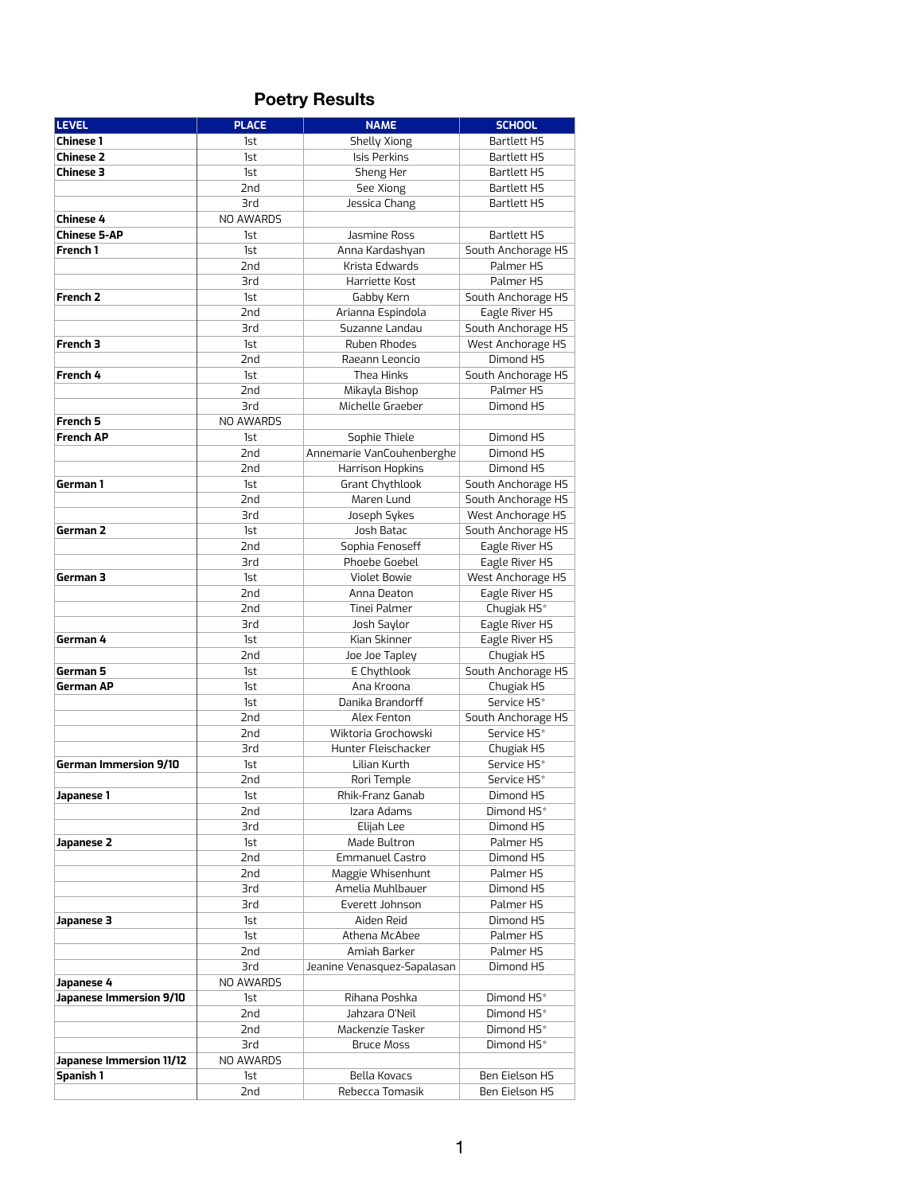# Poetry Results

| LEVEL | PLACE | NAME | SCHOOL |
|---|---|---|---|
| **Chinese 1** | 1st | Shelly Xiong | Bartlett HS |
| **Chinese 2** | 1st | Isis Perkins | Bartlett HS |
| **Chinese 3** | 1st | Sheng Her | Bartlett HS |
| | 2nd | See Xiong | Bartlett HS |
| | 3rd | Jessica Chang | Bartlett HS |
| **Chinese 4** | NO AWARDS | | |
| **Chinese 5-AP** | 1st | Jasmine Ross | Bartlett HS |
| **French 1** | 1st | Anna Kardashyan | South Anchorage HS |
| | 2nd | Krista Edwards | Palmer HS |
| | 3rd | Harriette Kost | Palmer HS |
| **French 2** | 1st | Gabby Kern | South Anchorage HS |
| | 2nd | Arianna Espindola | Eagle River HS |
| | 3rd | Suzanne Landau | South Anchorage HS |
| **French 3** | 1st | Ruben Rhodes | West Anchorage HS |
| | 2nd | Raeann Leoncio | Dimond HS |
| **French 4** | 1st | Thea Hinks | South Anchorage HS |
| | 2nd | Mikayla Bishop | Palmer HS |
| | 3rd | Michelle Graeber | Dimond HS |
| **French 5** | NO AWARDS | | |
| **French AP** | 1st | Sophie Thiele | Dimond HS |
| | 2nd | Annemarie VanCouhenberghe | Dimond HS |
| | 2nd | Harrison Hopkins | Dimond HS |
| **German 1** | 1st | Grant Chythlook | South Anchorage HS |
| | 2nd | Maren Lund | South Anchorage HS |
| | 3rd | Joseph Sykes | West Anchorage HS |
| **German 2** | 1st | Josh Batac | South Anchorage HS |
| | 2nd | Sophia Fenoseff | Eagle River HS |
| | 3rd | Phoebe Goebel | Eagle River HS |
| **German 3** | 1st | Violet Bowie | West Anchorage HS |
| | 2nd | Anna Deaton | Eagle River HS |
| | 2nd | Tinei Palmer | Chugiak HS* |
| | 3rd | Josh Saylor | Eagle River HS |
| **German 4** | 1st | Kian Skinner | Eagle River HS |
| | 2nd | Joe Joe Tapley | Chugiak HS |
| **German 5** | 1st | E Chythlook | South Anchorage HS |
| **German AP** | 1st | Ana Kroona | Chugiak HS |
| | 1st | Danika Brandorff | Service HS* |
| | 2nd | Alex Fenton | South Anchorage HS |
| | 2nd | Wiktoria Grochowski | Service HS* |
| | 3rd | Hunter Fleischacker | Chugiak HS |
| **German Immersion 9/10** | 1st | Lilian Kurth | Service HS* |
| | 2nd | Rori Temple | Service HS* |
| **Japanese 1** | 1st | Rhik-Franz Ganab | Dimond HS |
| | 2nd | Izara Adams | Dimond HS* |
| | 3rd | Elijah Lee | Dimond HS |
| **Japanese 2** | 1st | Made Bultron | Palmer HS |
| | 2nd | Emmanuel Castro | Dimond HS |
| | 2nd | Maggie Whisenhunt | Palmer HS |
| | 3rd | Amelia Muhlbauer | Dimond HS |
| | 3rd | Everett Johnson | Palmer HS |
| **Japanese 3** | 1st | Aiden Reid | Dimond HS |
| | 1st | Athena McAbee | Palmer HS |
| | 2nd | Amiah Barker | Palmer HS |
| | 3rd | Jeanine Venasquez-Sapalasan | Dimond HS |
| **Japanese 4** | NO AWARDS | | |
| **Japanese Immersion 9/10** | 1st | Rihana Poshka | Dimond HS* |
| | 2nd | Jahzara O'Neil | Dimond HS* |
| | 2nd | Mackenzie Tasker | Dimond HS* |
| | 3rd | Bruce Moss | Dimond HS* |
| **Japanese Immersion 11/12** | NO AWARDS | | |
| **Spanish 1** | 1st | Bella Kovacs | Ben Eielson HS |
| | 2nd | Rebecca Tomasik | Ben Eielson HS |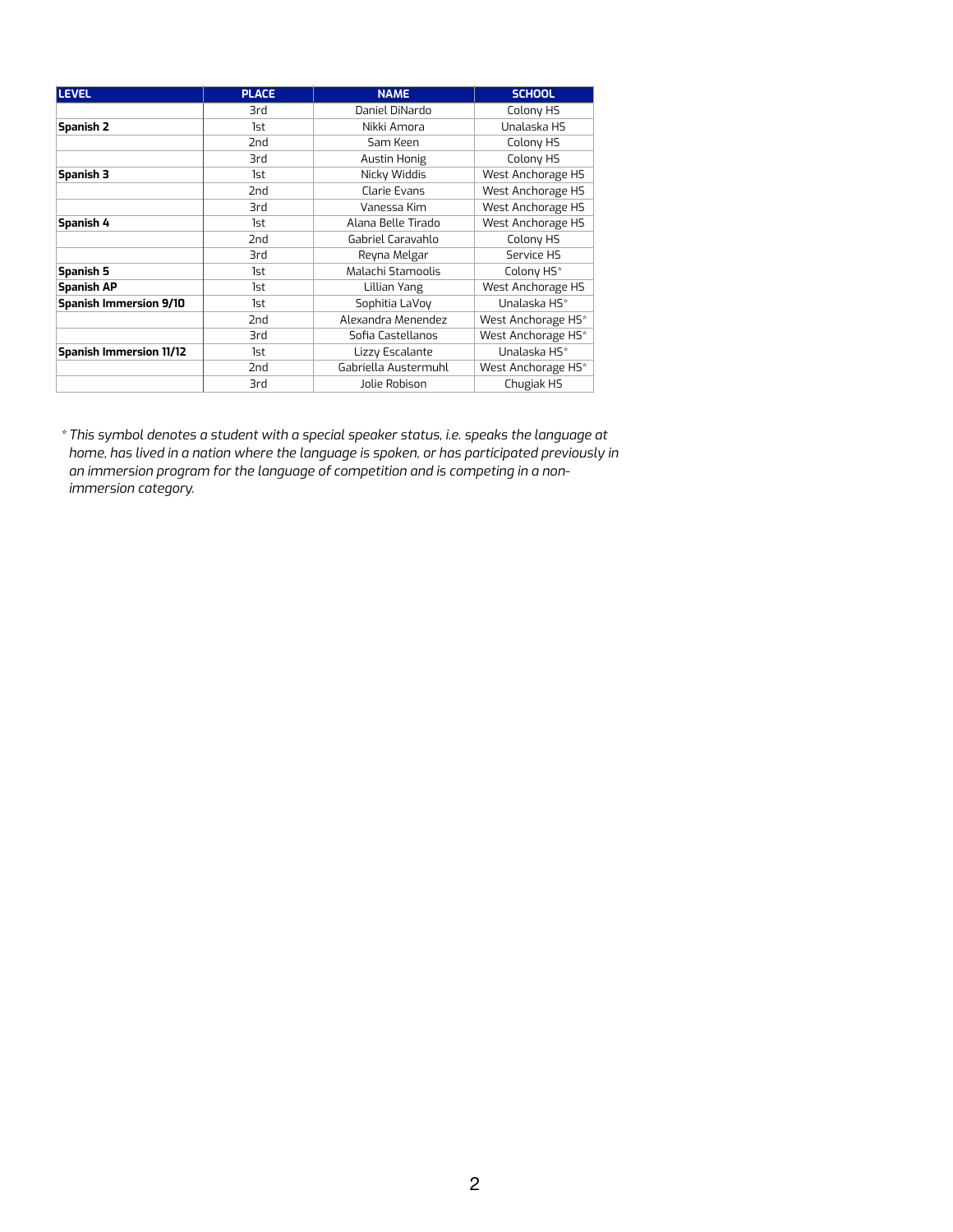| LEVEL | PLACE | NAME | SCHOOL |
|---|---|---|---|
| | 3rd | Daniel DiNardo | Colony HS |
| **Spanish 2** | 1st | Nikki Amora | Unalaska HS |
| | 2nd | Sam Keen | Colony HS |
| | 3rd | Austin Honig | Colony HS |
| **Spanish 3** | 1st | Nicky Widdis | West Anchorage HS |
| | 2nd | Clarie Evans | West Anchorage HS |
| | 3rd | Vanessa Kim | West Anchorage HS |
| **Spanish 4** | 1st | Alana Belle Tirado | West Anchorage HS |
| | 2nd | Gabriel Caravahlo | Colony HS |
| | 3rd | Reyna Melgar | Service HS |
| **Spanish 5** | 1st | Malachi Stamoolis | Colony HS* |
| **Spanish AP** | 1st | Lillian Yang | West Anchorage HS |
| **Spanish Immersion 9/10** | 1st | Sophitia LaVoy | Unalaska HS* |
| | 2nd | Alexandra Menendez | West Anchorage HS* |
| | 3rd | Sofia Castellanos | West Anchorage HS* |
| **Spanish Immersion 11/12** | 1st | Lizzy Escalante | Unalaska HS* |
| | 2nd | Gabriella Austermuhl | West Anchorage HS* |
| | 3rd | Jolie Robison | Chugiak HS |

*\* This symbol denotes a student with a special speaker status, i.e. speaks the language at home, has lived in a nation where the language is spoken, or has participated previously in an immersion program for the language of competition and is competing in a non-immersion category.*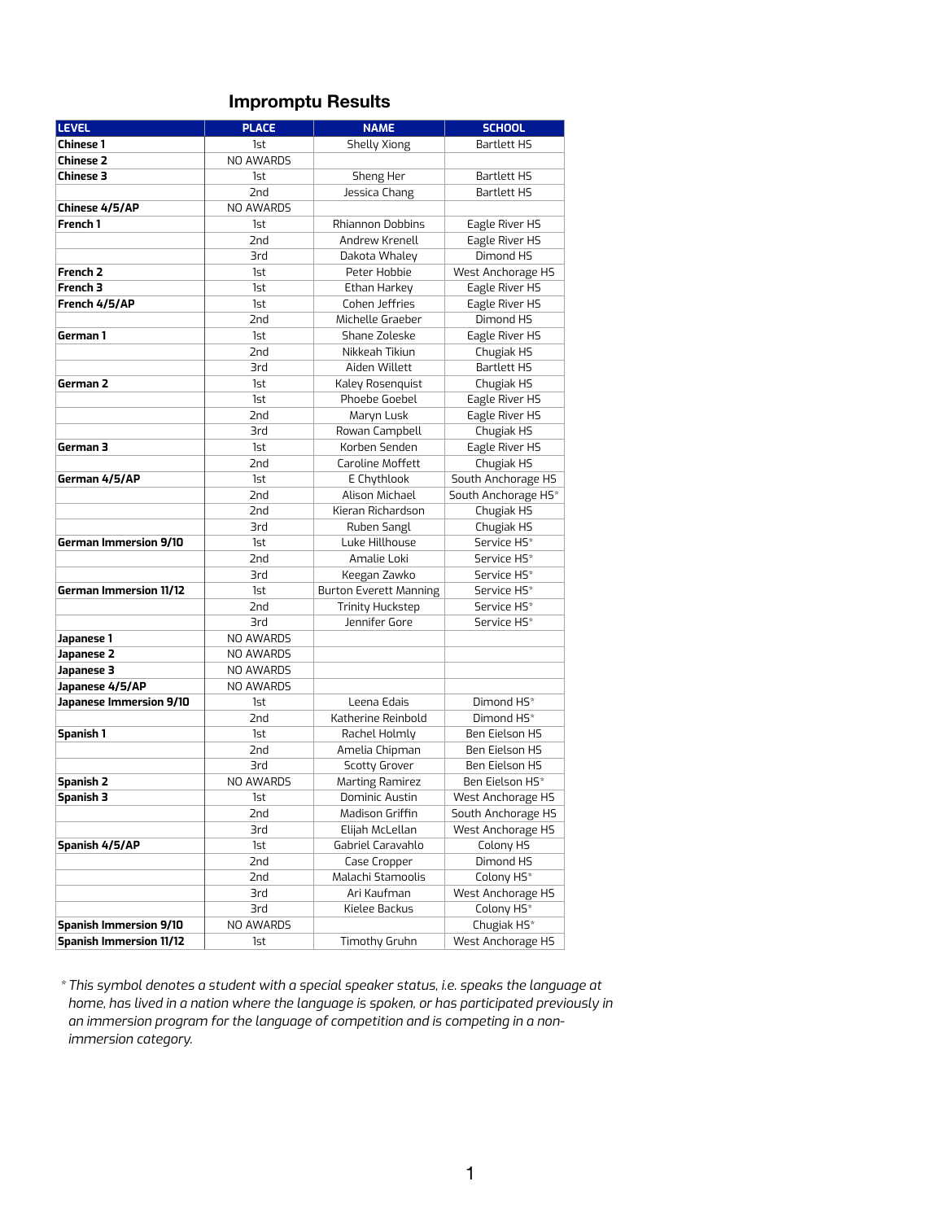## Impromptu Results

| LEVEL | PLACE | NAME | SCHOOL |
|---|---|---|---|
| **Chinese 1** | 1st | Shelly Xiong | Bartlett HS |
| **Chinese 2** | NO AWARDS | | |
| **Chinese 3** | 1st | Sheng Her | Bartlett HS |
| | 2nd | Jessica Chang | Bartlett HS |
| **Chinese 4/5/AP** | NO AWARDS | | |
| **French 1** | 1st | Rhiannon Dobbins | Eagle River HS |
| | 2nd | Andrew Krenell | Eagle River HS |
| | 3rd | Dakota Whaley | Dimond HS |
| **French 2** | 1st | Peter Hobbie | West Anchorage HS |
| **French 3** | 1st | Ethan Harkey | Eagle River HS |
| **French 4/5/AP** | 1st | Cohen Jeffries | Eagle River HS |
| | 2nd | Michelle Graeber | Dimond HS |
| **German 1** | 1st | Shane Zoleske | Eagle River HS |
| | 2nd | Nikkeah Tikiun | Chugiak HS |
| | 3rd | Aiden Willett | Bartlett HS |
| **German 2** | 1st | Kaley Rosenquist | Chugiak HS |
| | 1st | Phoebe Goebel | Eagle River HS |
| | 2nd | Maryn Lusk | Eagle River HS |
| | 3rd | Rowan Campbell | Chugiak HS |
| **German 3** | 1st | Korben Senden | Eagle River HS |
| | 2nd | Caroline Moffett | Chugiak HS |
| **German 4/5/AP** | 1st | E Chythlook | South Anchorage HS |
| | 2nd | Alison Michael | South Anchorage HS* |
| | 2nd | Kieran Richardson | Chugiak HS |
| | 3rd | Ruben Sangl | Chugiak HS |
| **German Immersion 9/10** | 1st | Luke Hillhouse | Service HS* |
| | 2nd | Amalie Loki | Service HS* |
| | 3rd | Keegan Zawko | Service HS* |
| **German Immersion 11/12** | 1st | Burton Everett Manning | Service HS* |
| | 2nd | Trinity Huckstep | Service HS* |
| | 3rd | Jennifer Gore | Service HS* |
| **Japanese 1** | NO AWARDS | | |
| **Japanese 2** | NO AWARDS | | |
| **Japanese 3** | NO AWARDS | | |
| **Japanese 4/5/AP** | NO AWARDS | | |
| **Japanese Immersion 9/10** | 1st | Leena Edais | Dimond HS* |
| | 2nd | Katherine Reinbold | Dimond HS* |
| **Spanish 1** | 1st | Rachel Holmly | Ben Eielson HS |
| | 2nd | Amelia Chipman | Ben Eielson HS |
| | 3rd | Scotty Grover | Ben Eielson HS |
| **Spanish 2** | NO AWARDS | Marting Ramirez | Ben Eielson HS* |
| **Spanish 3** | 1st | Dominic Austin | West Anchorage HS |
| | 2nd | Madison Griffin | South Anchorage HS |
| | 3rd | Elijah McLellan | West Anchorage HS |
| **Spanish 4/5/AP** | 1st | Gabriel Caravahlo | Colony HS |
| | 2nd | Case Cropper | Dimond HS |
| | 2nd | Malachi Stamoolis | Colony HS* |
| | 3rd | Ari Kaufman | West Anchorage HS |
| | 3rd | Kielee Backus | Colony HS* |
| **Spanish Immersion 9/10** | NO AWARDS | | Chugiak HS* |
| **Spanish Immersion 11/12** | 1st | Timothy Gruhn | West Anchorage HS |

*\* This symbol denotes a student with a special speaker status, i.e. speaks the language at home, has lived in a nation where the language is spoken, or has participated previously in an immersion program for the language of competition and is competing in a non-immersion category.*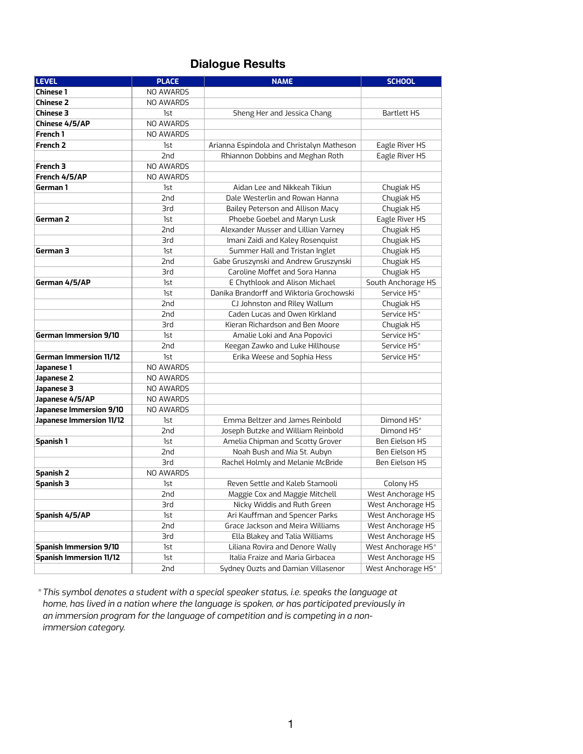## Dialogue Results

| LEVEL | PLACE | NAME | SCHOOL |
|---|---|---|---|
| **Chinese 1** | NO AWARDS | | |
| **Chinese 2** | NO AWARDS | | |
| **Chinese 3** | 1st | Sheng Her and Jessica Chang | Bartlett HS |
| **Chinese 4/5/AP** | NO AWARDS | | |
| **French 1** | NO AWARDS | | |
| **French 2** | 1st | Arianna Espindola and Christalyn Matheson | Eagle River HS |
| | 2nd | Rhiannon Dobbins and Meghan Roth | Eagle River HS |
| **French 3** | NO AWARDS | | |
| **French 4/5/AP** | NO AWARDS | | |
| **German 1** | 1st | Aidan Lee and Nikkeah Tikiun | Chugiak HS |
| | 2nd | Dale Westerlin and Rowan Hanna | Chugiak HS |
| | 3rd | Bailey Peterson and Allison Macy | Chugiak HS |
| **German 2** | 1st | Phoebe Goebel and Maryn Lusk | Eagle River HS |
| | 2nd | Alexander Musser and Lillian Varney | Chugiak HS |
| | 3rd | Imani Zaidi and Kaley Rosenquist | Chugiak HS |
| **German 3** | 1st | Summer Hall and Tristan Inglet | Chugiak HS |
| | 2nd | Gabe Gruszynski and Andrew Gruszynski | Chugiak HS |
| | 3rd | Caroline Moffet and Sora Hanna | Chugiak HS |
| **German 4/5/AP** | 1st | E Chythlook and Alison Michael | South Anchorage HS |
| | 1st | Danika Brandorff and Wiktoria Grochowski | Service HS* |
| | 2nd | CJ Johnston and Riley Wallum | Chugiak HS |
| | 2nd | Caden Lucas and Owen Kirkland | Service HS* |
| | 3rd | Kieran Richardson and Ben Moore | Chugiak HS |
| **German Immersion 9/10** | 1st | Amalie Loki and Ana Popovici | Service HS* |
| | 2nd | Keegan Zawko and Luke Hillhouse | Service HS* |
| **German Immersion 11/12** | 1st | Erika Weese and Sophia Hess | Service HS* |
| **Japanese 1** | NO AWARDS | | |
| **Japanese 2** | NO AWARDS | | |
| **Japanese 3** | NO AWARDS | | |
| **Japanese 4/5/AP** | NO AWARDS | | |
| **Japanese Immersion 9/10** | NO AWARDS | | |
| **Japanese Immersion 11/12** | 1st | Emma Beltzer and James Reinbold | Dimond HS* |
| | 2nd | Joseph Butzke and William Reinbold | Dimond HS* |
| **Spanish 1** | 1st | Amelia Chipman and Scotty Grover | Ben Eielson HS |
| | 2nd | Noah Bush and Mia St. Aubyn | Ben Eielson HS |
| | 3rd | Rachel Holmly and Melanie McBride | Ben Eielson HS |
| **Spanish 2** | NO AWARDS | | |
| **Spanish 3** | 1st | Reven Settle and Kaleb Stamooli | Colony HS |
| | 2nd | Maggie Cox and Maggie Mitchell | West Anchorage HS |
| | 3rd | Nicky Widdis and Ruth Green | West Anchorage HS |
| **Spanish 4/5/AP** | 1st | Ari Kauffman and Spencer Parks | West Anchorage HS |
| | 2nd | Grace Jackson and Meira Williams | West Anchorage HS |
| | 3rd | Ella Blakey and Talia Williams | West Anchorage HS |
| **Spanish Immersion 9/10** | 1st | Liliana Rovira and Denore Wally | West Anchorage HS* |
| **Spanish Immersion 11/12** | 1st | Italia Fraize and Maria Girbacea | West Anchorage HS |
| | 2nd | Sydney Ouzts and Damian Villasenor | West Anchorage HS* |

*\* This symbol denotes a student with a special speaker status, i.e. speaks the language at home, has lived in a nation where the language is spoken, or has participated previously in an immersion program for the language of competition and is competing in a non-immersion category.*